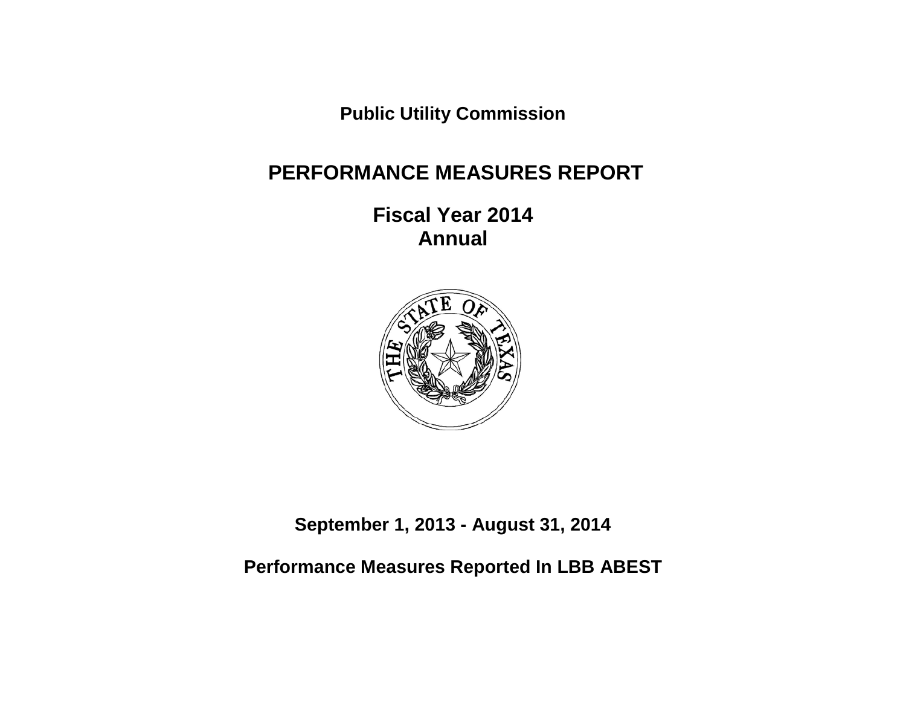**Public Utility Commission**

# PERFORMANCE MEASURES REPORT

## Fiscal Year 2014
## Annual

**September 1, 2013 - August 31, 2014**

**Performance Measures Reported In LBB ABEST**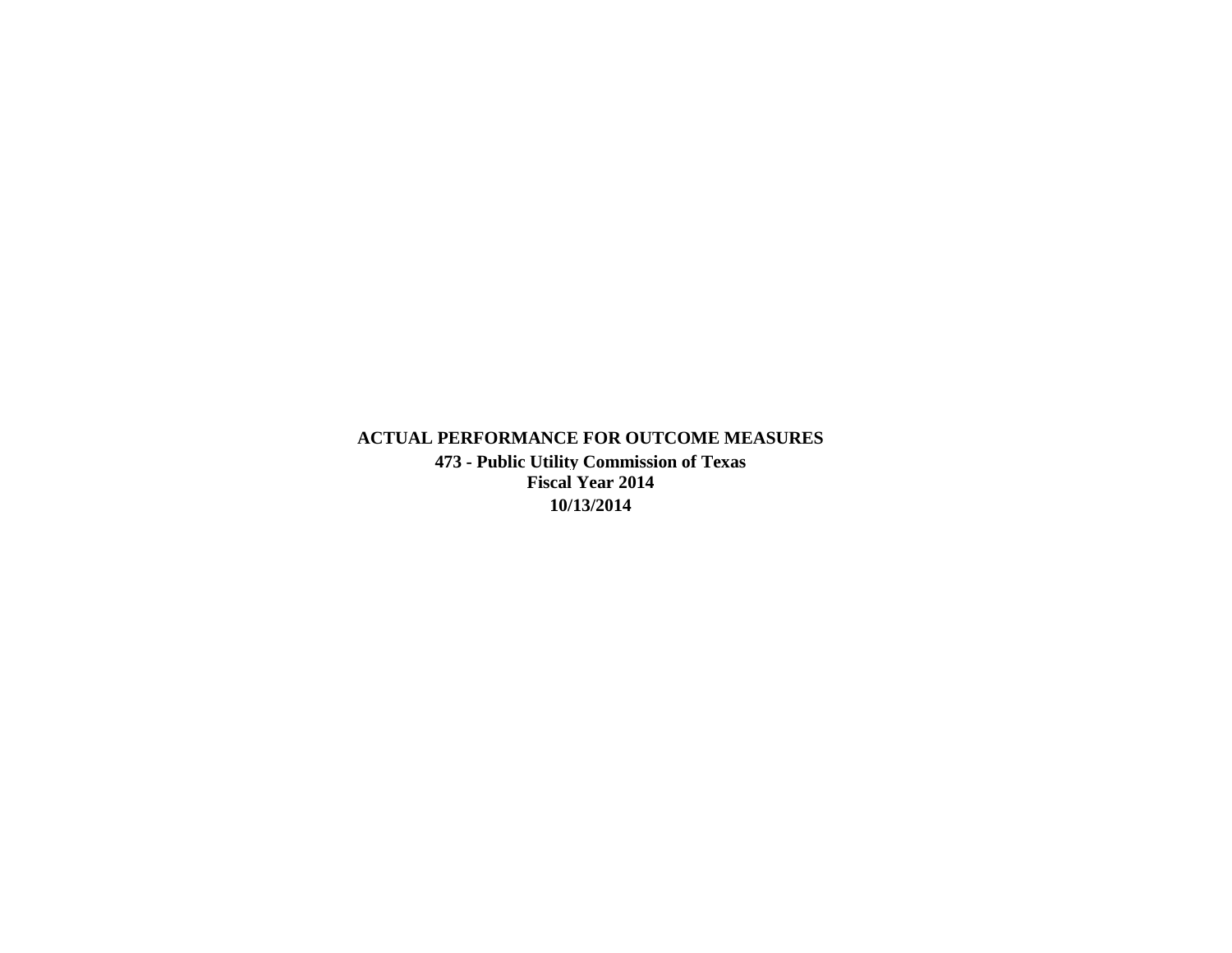# ACTUAL PERFORMANCE FOR OUTCOME MEASURES

**473 - Public Utility Commission of Texas**

**Fiscal Year 2014**

**10/13/2014**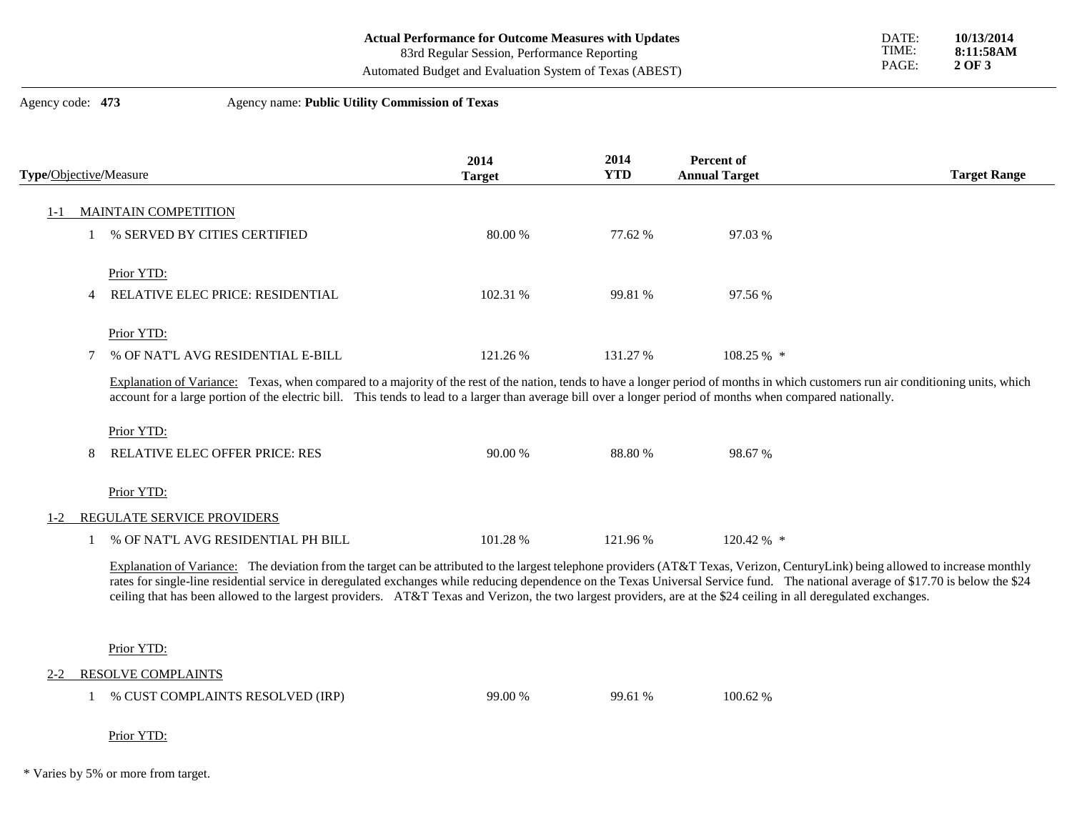**Actual Performance for Outcome Measures with Updates**
83rd Regular Session, Performance Reporting
Automated Budget and Evaluation System of Texas (ABEST)

DATE: **10/13/2014**
TIME: **8:11:58AM**

Agency code: **473** Agency name: **Public Utility Commission of Texas**

| **Type**/Objective/Measure | **2014 Target** | **2014 YTD** | **Percent of Annual Target** | **Target Range** |
|---|---|---|---|---|
| 1-1 MAINTAIN COMPETITION | | | | |
| 1 % SERVED BY CITIES CERTIFIED | 80.00 % | 77.62 % | 97.03 % | |
| Prior YTD: | | | | |
| 4 RELATIVE ELEC PRICE: RESIDENTIAL | 102.31 % | 99.81 % | 97.56 % | |
| Prior YTD: | | | | |
| 7 % OF NAT'L AVG RESIDENTIAL E-BILL | 121.26 % | 131.27 % | 108.25 % * | |

Explanation of Variance: Texas, when compared to a majority of the rest of the nation, tends to have a longer period of months in which customers run air conditioning units, which account for a large portion of the electric bill. This tends to lead to a larger than average bill over a longer period of months when compared nationally.

| **Type**/Objective/Measure | **2014 Target** | **2014 YTD** | **Percent of Annual Target** | **Target Range** |
|---|---|---|---|---|
| Prior YTD: | | | | |
| 8 RELATIVE ELEC OFFER PRICE: RES | 90.00 % | 88.80 % | 98.67 % | |
| Prior YTD: | | | | |
| 1-2 REGULATE SERVICE PROVIDERS | | | | |
| 1 % OF NAT'L AVG RESIDENTIAL PH BILL | 101.28 % | 121.96 % | 120.42 % * | |

Explanation of Variance: The deviation from the target can be attributed to the largest telephone providers (AT&T Texas, Verizon, CenturyLink) being allowed to increase monthly rates for single-line residential service in deregulated exchanges while reducing dependence on the Texas Universal Service fund. The national average of $17.70 is below the $24 ceiling that has been allowed to the largest providers. AT&T Texas and Verizon, the two largest providers, are at the $24 ceiling in all deregulated exchanges.

| **Type**/Objective/Measure | **2014 Target** | **2014 YTD** | **Percent of Annual Target** | **Target Range** |
|---|---|---|---|---|
| Prior YTD: | | | | |
| 2-2 RESOLVE COMPLAINTS | | | | |
| 1 % CUST COMPLAINTS RESOLVED (IRP) | 99.00 % | 99.61 % | 100.62 % | |
| Prior YTD: | | | | |

\* Varies by 5% or more from target.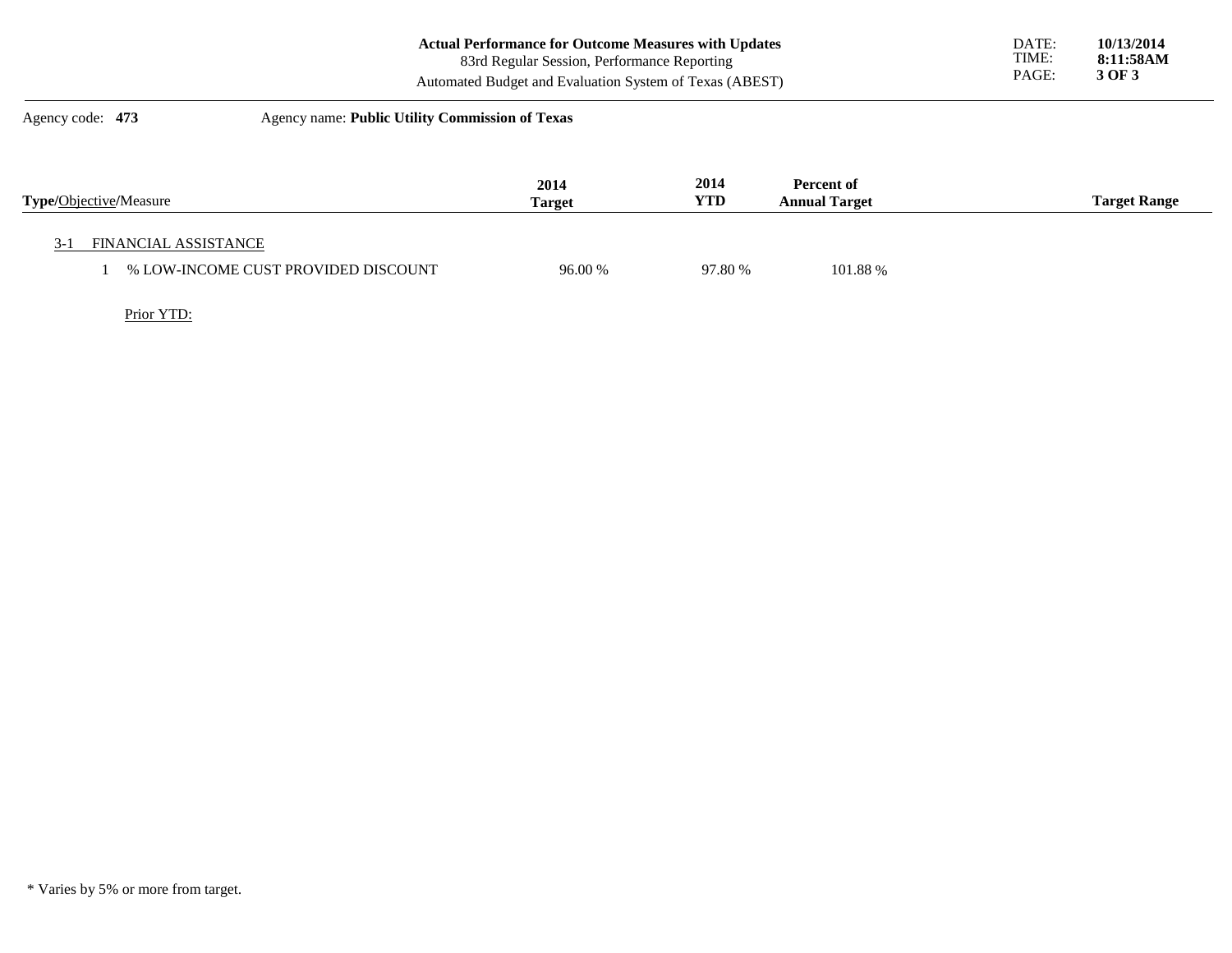**Actual Performance for Outcome Measures with Updates**
83rd Regular Session, Performance Reporting
Automated Budget and Evaluation System of Texas (ABEST)

DATE: **10/13/2014**
TIME: **8:11:58AM**

Agency code: **473** Agency name: **Public Utility Commission of Texas**

| **Type**/Objective/Measure | 2014 Target | 2014 YTD | Percent of Annual Target | Target Range |
|---|---|---|---|---|
| 3-1 FINANCIAL ASSISTANCE | | | | |
| 1 % LOW-INCOME CUST PROVIDED DISCOUNT | 96.00 % | 97.80 % | 101.88 % | |
| Prior YTD: | | | | |

\* Varies by 5% or more from target.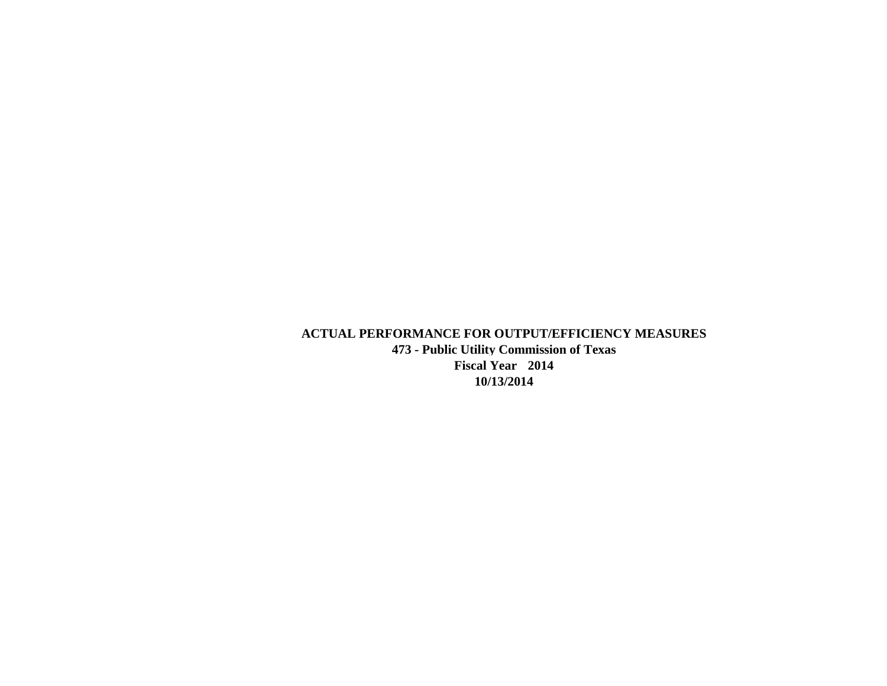**ACTUAL PERFORMANCE FOR OUTPUT/EFFICIENCY MEASURES**

**473 - Public Utility Commission of Texas**

**Fiscal Year 2014**

**10/13/2014**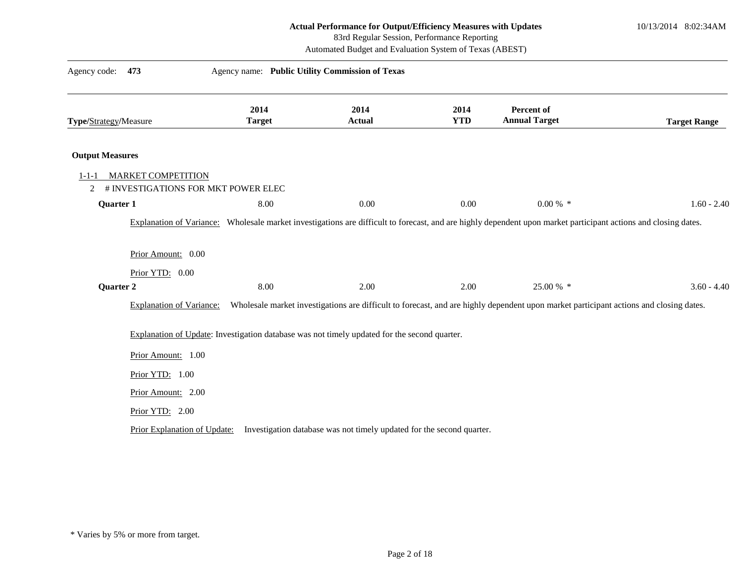**Actual Performance for Output/Efficiency Measures with Updates**
83rd Regular Session, Performance Reporting
Automated Budget and Evaluation System of Texas (ABEST)

10/13/2014 8:02:34AM

Agency code: **473** Agency name: **Public Utility Commission of Texas**

| **Type**/Strategy/Measure | **2014 Target** | **2014 Actual** | **2014 YTD** | **Percent of Annual Target** | **Target Range** |
|---|---|---|---|---|---|

**Output Measures**

1-1-1 MARKET COMPETITION

2 # INVESTIGATIONS FOR MKT POWER ELEC

| | 2014 Target | 2014 Actual | 2014 YTD | Percent of Annual Target | Target Range |
|---|---|---|---|---|---|
| **Quarter 1** | 8.00 | 0.00 | 0.00 | 0.00 % * | 1.60 - 2.40 |

Explanation of Variance: Wholesale market investigations are difficult to forecast, and are highly dependent upon market participant actions and closing dates.

Prior Amount: 0.00

Prior YTD: 0.00

| | 2014 Target | 2014 Actual | 2014 YTD | Percent of Annual Target | Target Range |
|---|---|---|---|---|---|
| **Quarter 2** | 8.00 | 2.00 | 2.00 | 25.00 % * | 3.60 - 4.40 |

Explanation of Variance: Wholesale market investigations are difficult to forecast, and are highly dependent upon market participant actions and closing dates.

Explanation of Update: Investigation database was not timely updated for the second quarter.

Prior Amount: 1.00

Prior YTD: 1.00

Prior Amount: 2.00

Prior YTD: 2.00

Prior Explanation of Update: Investigation database was not timely updated for the second quarter.

\* Varies by 5% or more from target.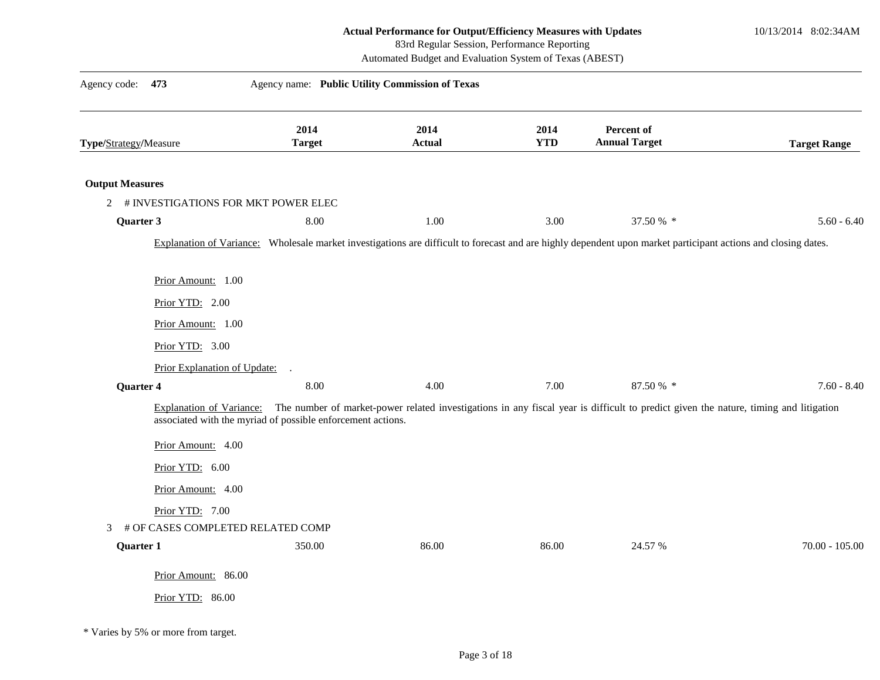**Actual Performance for Output/Efficiency Measures with Updates**
83rd Regular Session, Performance Reporting
Automated Budget and Evaluation System of Texas (ABEST)

10/13/2014 8:02:34AM

Agency code: **473** Agency name: **Public Utility Commission of Texas**

| **Type**/Strategy/Measure | 2014 Target | 2014 Actual | 2014 YTD | Percent of Annual Target | Target Range |
|---|---|---|---|---|---|
| **Output Measures** | | | | | |
| 2 # INVESTIGATIONS FOR MKT POWER ELEC | | | | | |
| **Quarter 3** | 8.00 | 1.00 | 3.00 | 37.50 % * | 5.60 - 6.40 |

Explanation of Variance: Wholesale market investigations are difficult to forecast and are highly dependent upon market participant actions and closing dates.

Prior Amount: 1.00

Prior YTD: 2.00

Prior Amount: 1.00

Prior YTD: 3.00

Prior Explanation of Update: .

| **Type**/Strategy/Measure | 2014 Target | 2014 Actual | 2014 YTD | Percent of Annual Target | Target Range |
|---|---|---|---|---|---|
| **Quarter 4** | 8.00 | 4.00 | 7.00 | 87.50 % * | 7.60 - 8.40 |

Explanation of Variance: The number of market-power related investigations in any fiscal year is difficult to predict given the nature, timing and litigation associated with the myriad of possible enforcement actions.

Prior Amount: 4.00

Prior YTD: 6.00

Prior Amount: 4.00

Prior YTD: 7.00

| **Type**/Strategy/Measure | 2014 Target | 2014 Actual | 2014 YTD | Percent of Annual Target | Target Range |
|---|---|---|---|---|---|
| 3 # OF CASES COMPLETED RELATED COMP | | | | | |
| **Quarter 1** | 350.00 | 86.00 | 86.00 | 24.57 % | 70.00 - 105.00 |

Prior Amount: 86.00

Prior YTD: 86.00

* Varies by 5% or more from target.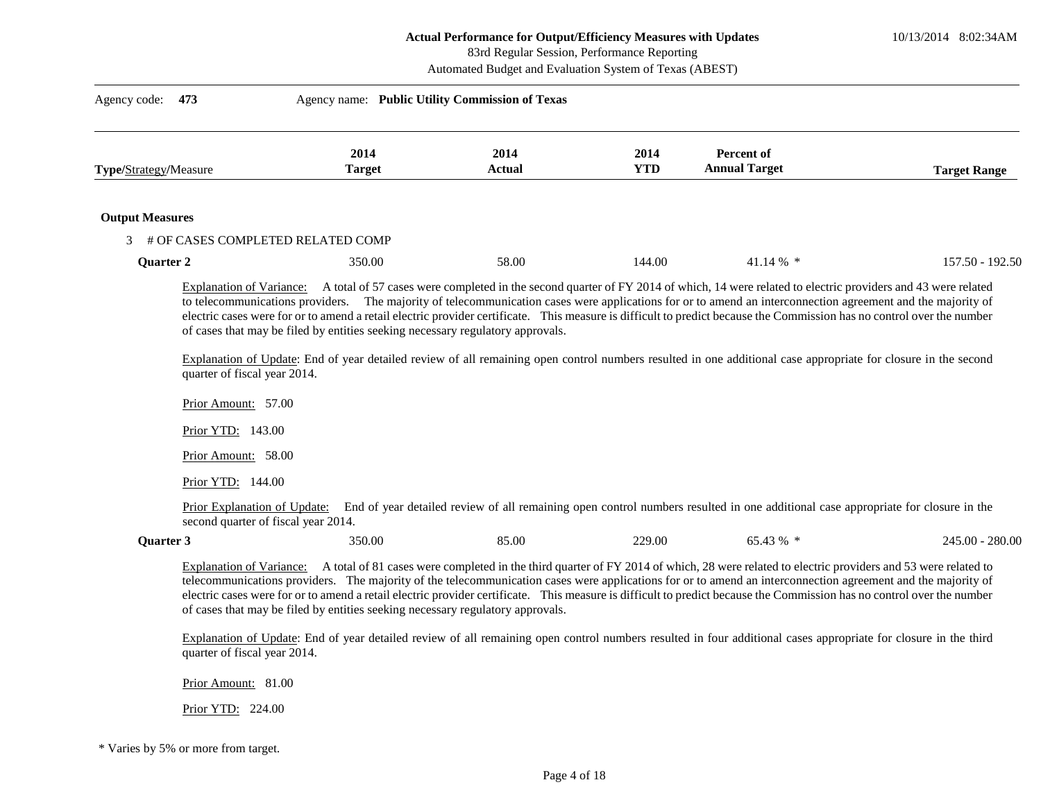Agency code: **473** Agency name: **Public Utility Commission of Texas**

| Type/Strategy/Measure | 2014 Target | 2014 Actual | 2014 YTD | Percent of Annual Target | Target Range |
|---|---|---|---|---|---|

**Output Measures**

3 # OF CASES COMPLETED RELATED COMP

| | 2014 Target | 2014 Actual | 2014 YTD | Percent of Annual Target | Target Range |
|---|---|---|---|---|---|
| **Quarter 2** | 350.00 | 58.00 | 144.00 | 41.14 % * | 157.50 - 192.50 |

Explanation of Variance: A total of 57 cases were completed in the second quarter of FY 2014 of which, 14 were related to electric providers and 43 were related to telecommunications providers. The majority of telecommunication cases were applications for or to amend an interconnection agreement and the majority of electric cases were for or to amend a retail electric provider certificate. This measure is difficult to predict because the Commission has no control over the number of cases that may be filed by entities seeking necessary regulatory approvals.

Explanation of Update: End of year detailed review of all remaining open control numbers resulted in one additional case appropriate for closure in the second quarter of fiscal year 2014.

Prior Amount: 57.00

Prior YTD: 143.00

Prior Amount: 58.00

Prior YTD: 144.00

Prior Explanation of Update: End of year detailed review of all remaining open control numbers resulted in one additional case appropriate for closure in the second quarter of fiscal year 2014.

| | 2014 Target | 2014 Actual | 2014 YTD | Percent of Annual Target | Target Range |
|---|---|---|---|---|---|
| **Quarter 3** | 350.00 | 85.00 | 229.00 | 65.43 % * | 245.00 - 280.00 |

Explanation of Variance: A total of 81 cases were completed in the third quarter of FY 2014 of which, 28 were related to electric providers and 53 were related to telecommunications providers. The majority of the telecommunication cases were applications for or to amend an interconnection agreement and the majority of electric cases were for or to amend a retail electric provider certificate. This measure is difficult to predict because the Commission has no control over the number of cases that may be filed by entities seeking necessary regulatory approvals.

Explanation of Update: End of year detailed review of all remaining open control numbers resulted in four additional cases appropriate for closure in the third quarter of fiscal year 2014.

Prior Amount: 81.00

Prior YTD: 224.00

\* Varies by 5% or more from target.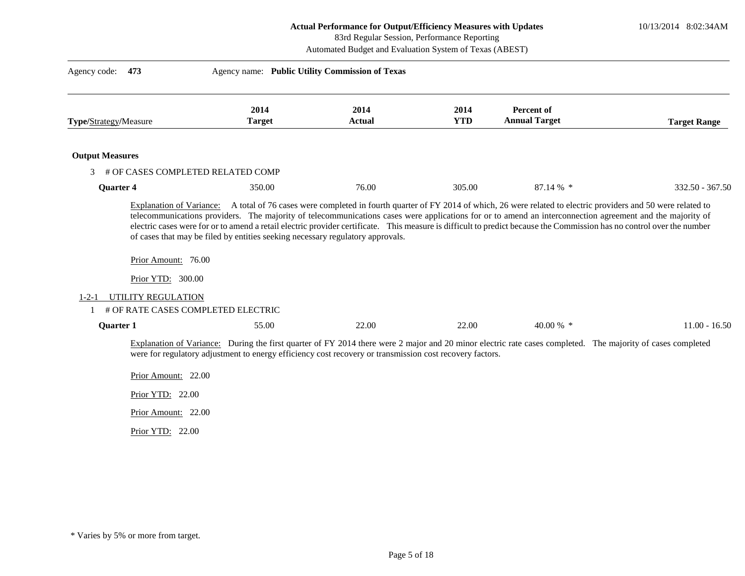**Actual Performance for Output/Efficiency Measures with Updates**
83rd Regular Session, Performance Reporting
Automated Budget and Evaluation System of Texas (ABEST)

10/13/2014 8:02:34AM

Agency code: **473** Agency name: **Public Utility Commission of Texas**

| Type/Strategy/Measure | 2014 Target | 2014 Actual | 2014 YTD | Percent of Annual Target | Target Range |
|---|---|---|---|---|---|
| **Output Measures** | | | | | |
| 3 # OF CASES COMPLETED RELATED COMP | | | | | |
| **Quarter 4** | 350.00 | 76.00 | 305.00 | 87.14 % * | 332.50 - 367.50 |

Explanation of Variance: A total of 76 cases were completed in fourth quarter of FY 2014 of which, 26 were related to electric providers and 50 were related to telecommunications providers. The majority of telecommunications cases were applications for or to amend an interconnection agreement and the majority of electric cases were for or to amend a retail electric provider certificate. This measure is difficult to predict because the Commission has no control over the number of cases that may be filed by entities seeking necessary regulatory approvals.

Prior Amount: 76.00

Prior YTD: 300.00

1-2-1 UTILITY REGULATION

| Type/Strategy/Measure | 2014 Target | 2014 Actual | 2014 YTD | Percent of Annual Target | Target Range |
|---|---|---|---|---|---|
| 1 # OF RATE CASES COMPLETED ELECTRIC | | | | | |
| **Quarter 1** | 55.00 | 22.00 | 22.00 | 40.00 % * | 11.00 - 16.50 |

Explanation of Variance: During the first quarter of FY 2014 there were 2 major and 20 minor electric rate cases completed. The majority of cases completed were for regulatory adjustment to energy efficiency cost recovery or transmission cost recovery factors.

Prior Amount: 22.00

Prior YTD: 22.00

Prior Amount: 22.00

Prior YTD: 22.00

* Varies by 5% or more from target.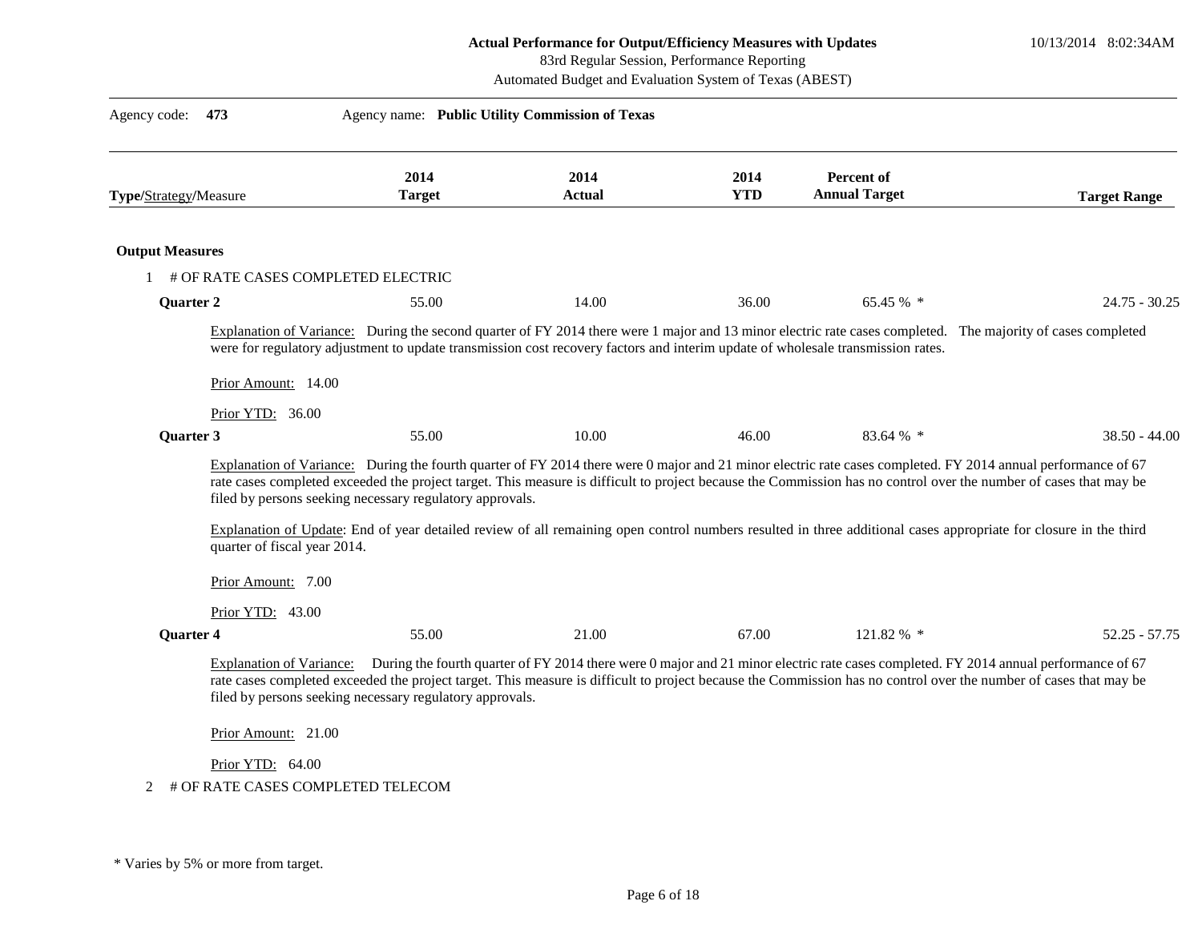**Actual Performance for Output/Efficiency Measures with Updates**
83rd Regular Session, Performance Reporting
Automated Budget and Evaluation System of Texas (ABEST)

10/13/2014 8:02:34AM

Agency code: **473** Agency name: **Public Utility Commission of Texas**

| **Type**/Strategy/Measure | 2014 Target | 2014 Actual | 2014 YTD | Percent of Annual Target | Target Range |
|---|---|---|---|---|---|

**Output Measures**

1 # OF RATE CASES COMPLETED ELECTRIC

| | 2014 Target | 2014 Actual | 2014 YTD | Percent of Annual Target | Target Range |
|---|---|---|---|---|---|
| **Quarter 2** | 55.00 | 14.00 | 36.00 | 65.45 % * | 24.75 - 30.25 |

Explanation of Variance: During the second quarter of FY 2014 there were 1 major and 13 minor electric rate cases completed. The majority of cases completed were for regulatory adjustment to update transmission cost recovery factors and interim update of wholesale transmission rates.

Prior Amount: 14.00

Prior YTD: 36.00

| | 2014 Target | 2014 Actual | 2014 YTD | Percent of Annual Target | Target Range |
|---|---|---|---|---|---|
| **Quarter 3** | 55.00 | 10.00 | 46.00 | 83.64 % * | 38.50 - 44.00 |

Explanation of Variance: During the fourth quarter of FY 2014 there were 0 major and 21 minor electric rate cases completed. FY 2014 annual performance of 67 rate cases completed exceeded the project target. This measure is difficult to project because the Commission has no control over the number of cases that may be filed by persons seeking necessary regulatory approvals.

Explanation of Update: End of year detailed review of all remaining open control numbers resulted in three additional cases appropriate for closure in the third quarter of fiscal year 2014.

Prior Amount: 7.00

Prior YTD: 43.00

| | 2014 Target | 2014 Actual | 2014 YTD | Percent of Annual Target | Target Range |
|---|---|---|---|---|---|
| **Quarter 4** | 55.00 | 21.00 | 67.00 | 121.82 % * | 52.25 - 57.75 |

Explanation of Variance: During the fourth quarter of FY 2014 there were 0 major and 21 minor electric rate cases completed. FY 2014 annual performance of 67 rate cases completed exceeded the project target. This measure is difficult to project because the Commission has no control over the number of cases that may be filed by persons seeking necessary regulatory approvals.

Prior Amount: 21.00

Prior YTD: 64.00

2 # OF RATE CASES COMPLETED TELECOM

\* Varies by 5% or more from target.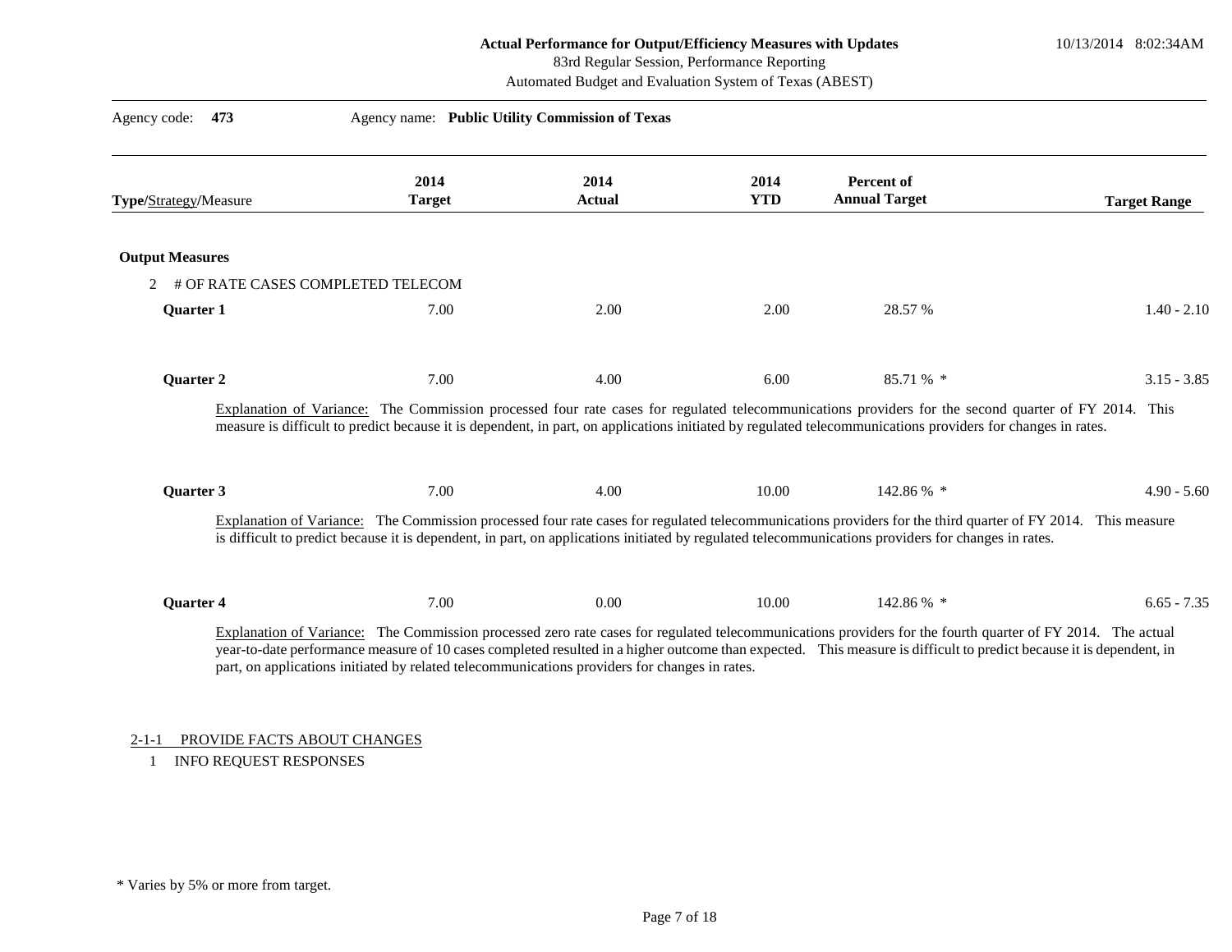**Actual Performance for Output/Efficiency Measures with Updates**
83rd Regular Session, Performance Reporting
Automated Budget and Evaluation System of Texas (ABEST)

Agency code: **473** Agency name: **Public Utility Commission of Texas**

| **Type**/Strategy/Measure | 2014 Target | 2014 Actual | 2014 YTD | Percent of Annual Target | Target Range |
|---|---|---|---|---|---|
| **Output Measures** | | | | | |
| 2 # OF RATE CASES COMPLETED TELECOM | | | | | |
| **Quarter 1** | 7.00 | 2.00 | 2.00 | 28.57 % | 1.40 - 2.10 |
| **Quarter 2** | 7.00 | 4.00 | 6.00 | 85.71 % * | 3.15 - 3.85 |
| **Quarter 3** | 7.00 | 4.00 | 10.00 | 142.86 % * | 4.90 - 5.60 |
| **Quarter 4** | 7.00 | 0.00 | 10.00 | 142.86 % * | 6.65 - 7.35 |

Quarter 2 — Explanation of Variance: The Commission processed four rate cases for regulated telecommunications providers for the second quarter of FY 2014. This measure is difficult to predict because it is dependent, in part, on applications initiated by regulated telecommunications providers for changes in rates.

Quarter 3 — Explanation of Variance: The Commission processed four rate cases for regulated telecommunications providers for the third quarter of FY 2014. This measure is difficult to predict because it is dependent, in part, on applications initiated by regulated telecommunications providers for changes in rates.

Quarter 4 — Explanation of Variance: The Commission processed zero rate cases for regulated telecommunications providers for the fourth quarter of FY 2014. The actual year-to-date performance measure of 10 cases completed resulted in a higher outcome than expected. This measure is difficult to predict because it is dependent, in part, on applications initiated by related telecommunications providers for changes in rates.

2-1-1 PROVIDE FACTS ABOUT CHANGES

1 INFO REQUEST RESPONSES

\* Varies by 5% or more from target.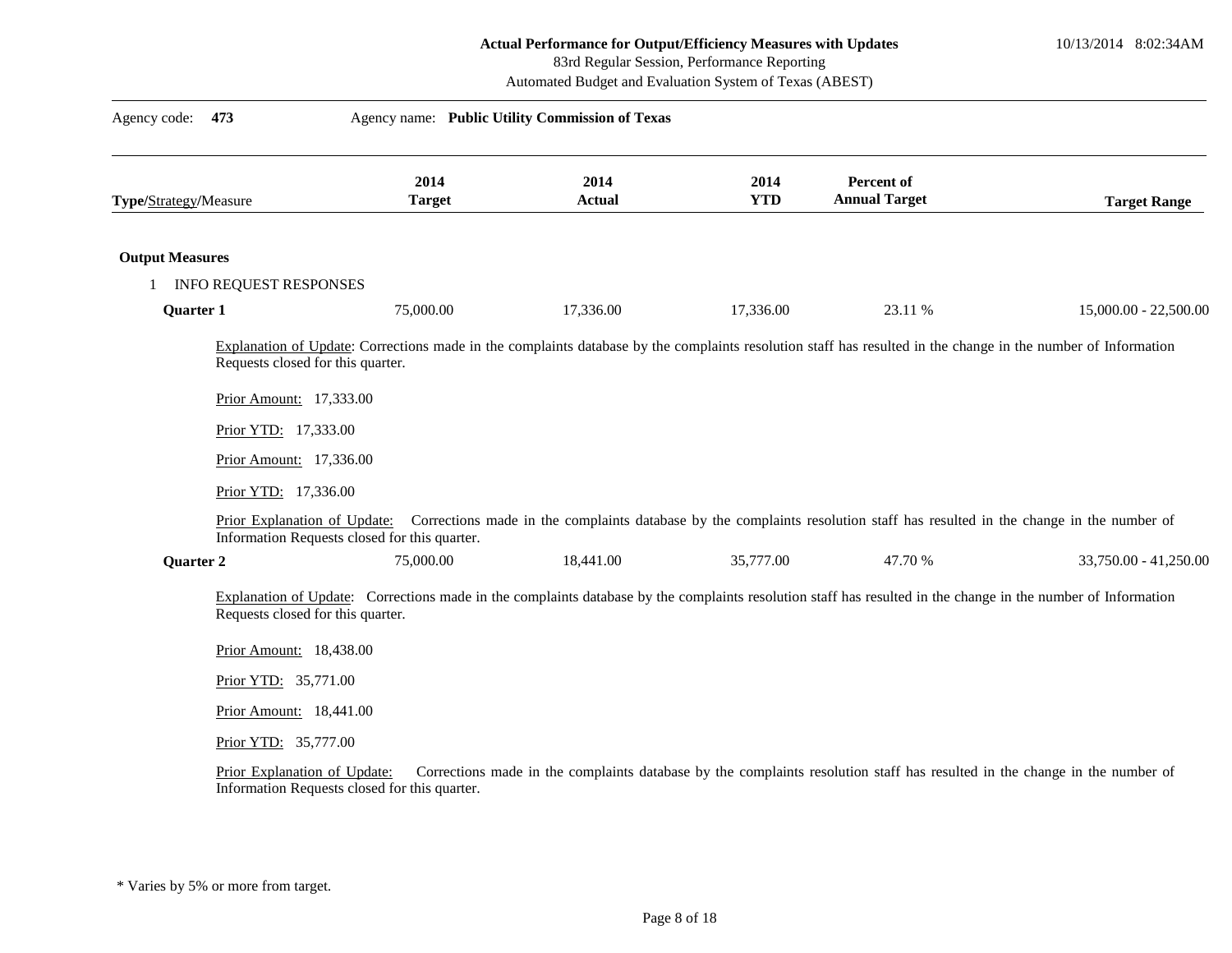**Actual Performance for Output/Efficiency Measures with Updates**
83rd Regular Session, Performance Reporting
Automated Budget and Evaluation System of Texas (ABEST)

10/13/2014 8:02:34AM

Agency code: **473** Agency name: **Public Utility Commission of Texas**

| Type/Strategy/Measure | 2014 Target | 2014 Actual | 2014 YTD | Percent of Annual Target | Target Range |
|---|---|---|---|---|---|
| **Output Measures** | | | | | |
| 1 INFO REQUEST RESPONSES | | | | | |
| **Quarter 1** | 75,000.00 | 17,336.00 | 17,336.00 | 23.11 % | 15,000.00 - 22,500.00 |

Explanation of Update: Corrections made in the complaints database by the complaints resolution staff has resulted in the change in the number of Information Requests closed for this quarter.

Prior Amount: 17,333.00

Prior YTD: 17,333.00

Prior Amount: 17,336.00

Prior YTD: 17,336.00

Prior Explanation of Update: Corrections made in the complaints database by the complaints resolution staff has resulted in the change in the number of Information Requests closed for this quarter.

| Type/Strategy/Measure | 2014 Target | 2014 Actual | 2014 YTD | Percent of Annual Target | Target Range |
|---|---|---|---|---|---|
| **Quarter 2** | 75,000.00 | 18,441.00 | 35,777.00 | 47.70 % | 33,750.00 - 41,250.00 |

Explanation of Update: Corrections made in the complaints database by the complaints resolution staff has resulted in the change in the number of Information Requests closed for this quarter.

Prior Amount: 18,438.00

Prior YTD: 35,771.00

Prior Amount: 18,441.00

Prior YTD: 35,777.00

Prior Explanation of Update: Corrections made in the complaints database by the complaints resolution staff has resulted in the change in the number of Information Requests closed for this quarter.

* Varies by 5% or more from target.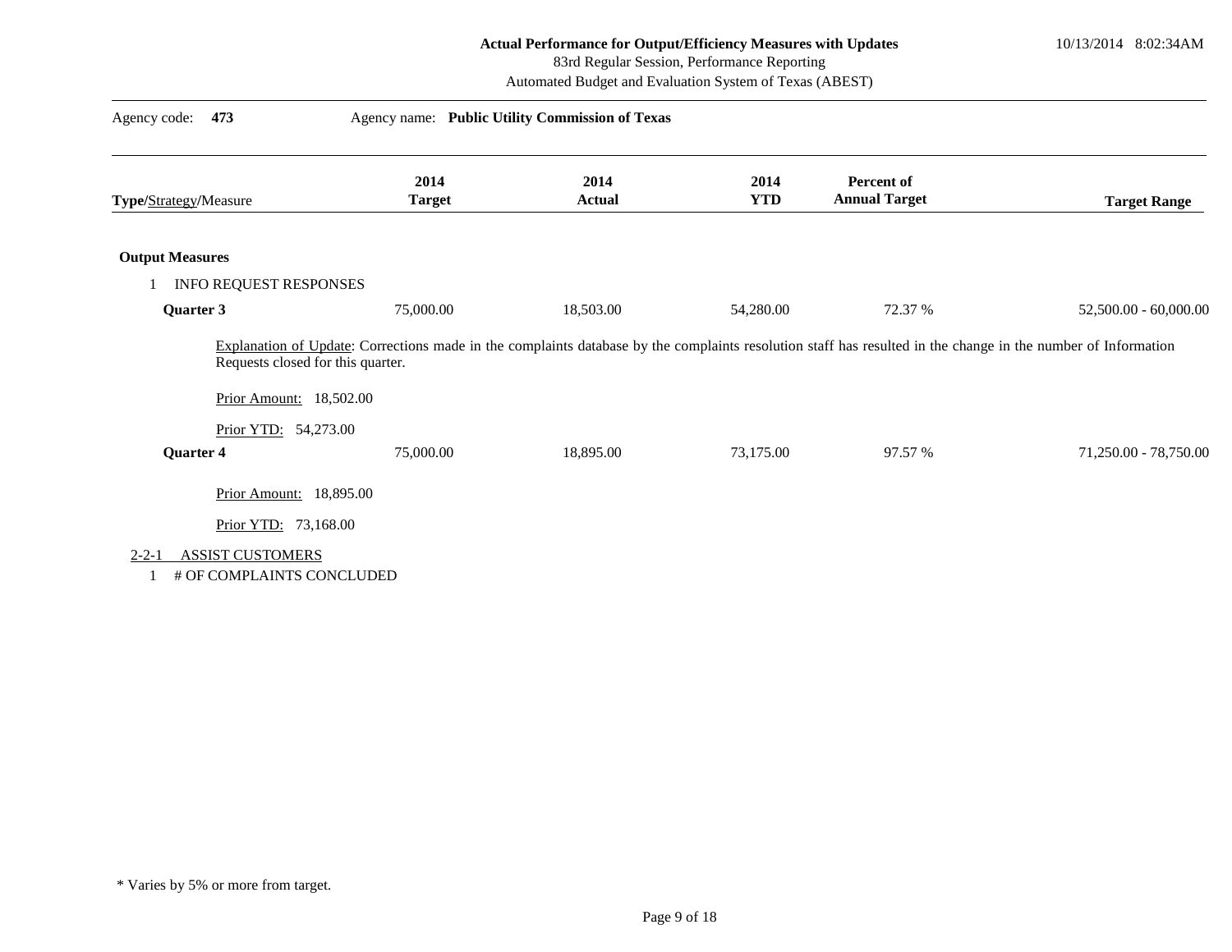Actual Performance for Output/Efficiency Measures with Updates
83rd Regular Session, Performance Reporting
Automated Budget and Evaluation System of Texas (ABEST)

10/13/2014 8:02:34AM

Agency code: **473** Agency name: **Public Utility Commission of Texas**

| Type/Strategy/Measure | 2014 Target | 2014 Actual | 2014 YTD | Percent of Annual Target | Target Range |
|---|---|---|---|---|---|
| **Output Measures** | | | | | |
| 1 INFO REQUEST RESPONSES | | | | | |
| **Quarter 3** | 75,000.00 | 18,503.00 | 54,280.00 | 72.37 % | 52,500.00 - 60,000.00 |

Explanation of Update: Corrections made in the complaints database by the complaints resolution staff has resulted in the change in the number of Information Requests closed for this quarter.

Prior Amount: 18,502.00

Prior YTD: 54,273.00

| Type/Strategy/Measure | 2014 Target | 2014 Actual | 2014 YTD | Percent of Annual Target | Target Range |
|---|---|---|---|---|---|
| **Quarter 4** | 75,000.00 | 18,895.00 | 73,175.00 | 97.57 % | 71,250.00 - 78,750.00 |

Prior Amount: 18,895.00

Prior YTD: 73,168.00

2-2-1 ASSIST CUSTOMERS

1 # OF COMPLAINTS CONCLUDED

* Varies by 5% or more from target.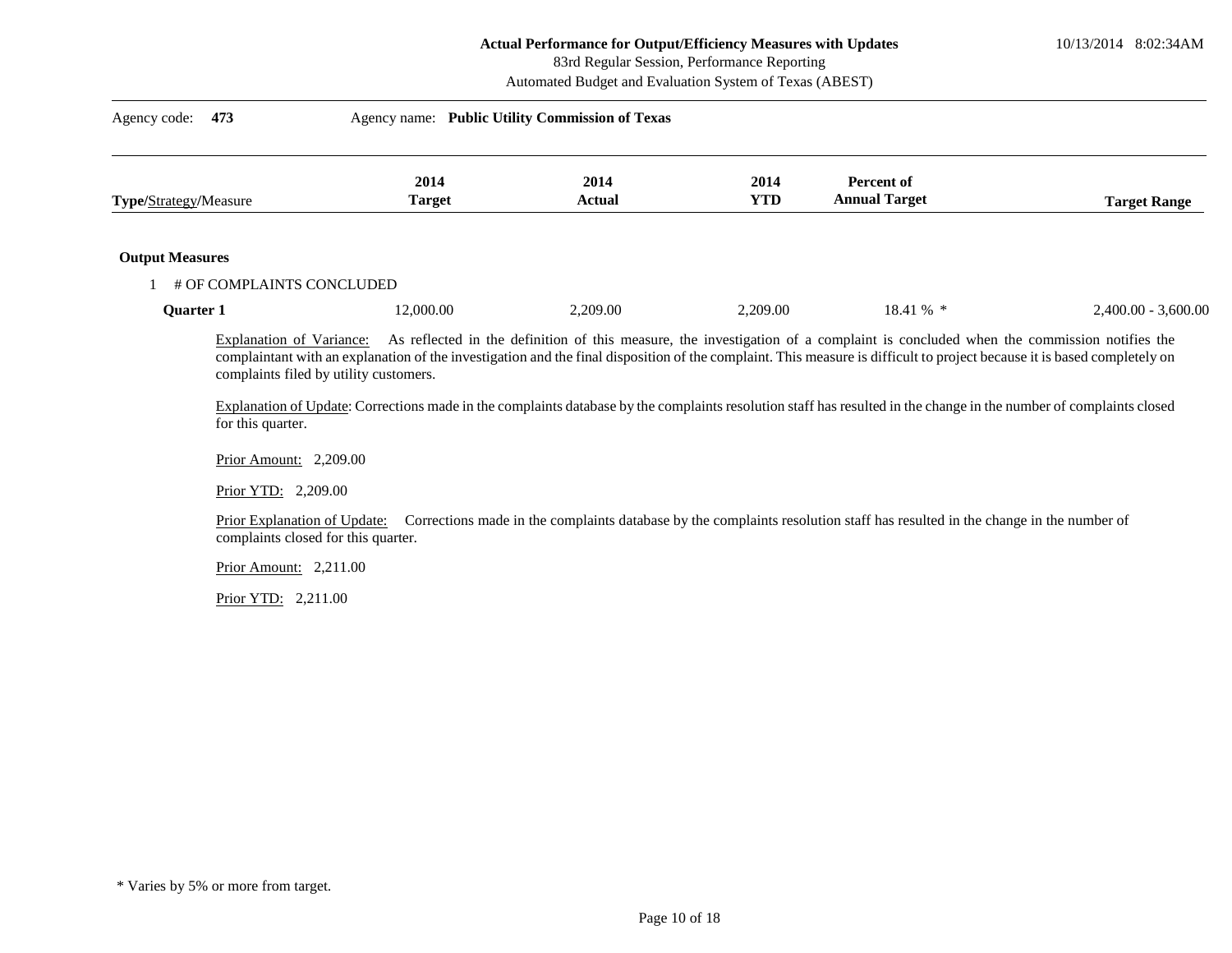**Actual Performance for Output/Efficiency Measures with Updates**
83rd Regular Session, Performance Reporting
Automated Budget and Evaluation System of Texas (ABEST)

10/13/2014 8:02:34AM

Agency code: **473** Agency name: **Public Utility Commission of Texas**

| **Type**/Strategy/Measure | 2014 Target | 2014 Actual | 2014 YTD | Percent of Annual Target | Target Range |
|---|---|---|---|---|---|
| **Output Measures** | | | | | |
| 1 # OF COMPLAINTS CONCLUDED | | | | | |
| **Quarter 1** | 12,000.00 | 2,209.00 | 2,209.00 | 18.41 % * | 2,400.00 - 3,600.00 |

Explanation of Variance: As reflected in the definition of this measure, the investigation of a complaint is concluded when the commission notifies the complaintant with an explanation of the investigation and the final disposition of the complaint. This measure is difficult to project because it is based completely on complaints filed by utility customers.

Explanation of Update: Corrections made in the complaints database by the complaints resolution staff has resulted in the change in the number of complaints closed for this quarter.

Prior Amount: 2,209.00

Prior YTD: 2,209.00

Prior Explanation of Update: Corrections made in the complaints database by the complaints resolution staff has resulted in the change in the number of complaints closed for this quarter.

Prior Amount: 2,211.00

Prior YTD: 2,211.00

* Varies by 5% or more from target.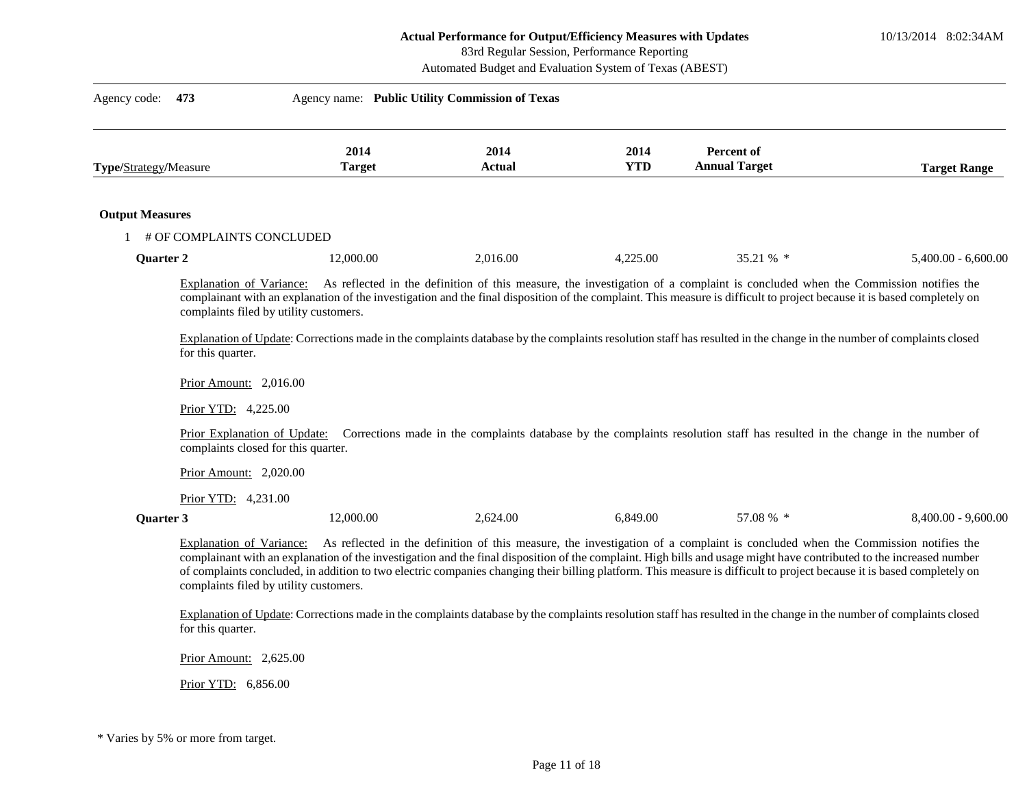**Actual Performance for Output/Efficiency Measures with Updates**
83rd Regular Session, Performance Reporting
Automated Budget and Evaluation System of Texas (ABEST)

10/13/2014 8:02:34AM

Agency code: **473** Agency name: **Public Utility Commission of Texas**

| Type/Strategy/Measure | 2014 Target | 2014 Actual | 2014 YTD | Percent of Annual Target | Target Range |
|---|---|---|---|---|---|

**Output Measures**

1 # OF COMPLAINTS CONCLUDED

| | 2014 Target | 2014 Actual | 2014 YTD | Percent of Annual Target | Target Range |
|---|---|---|---|---|---|
| **Quarter 2** | 12,000.00 | 2,016.00 | 4,225.00 | 35.21 % * | 5,400.00 - 6,600.00 |

Explanation of Variance: As reflected in the definition of this measure, the investigation of a complaint is concluded when the Commission notifies the complainant with an explanation of the investigation and the final disposition of the complaint. This measure is difficult to project because it is based completely on complaints filed by utility customers.

Explanation of Update: Corrections made in the complaints database by the complaints resolution staff has resulted in the change in the number of complaints closed for this quarter.

Prior Amount: 2,016.00

Prior YTD: 4,225.00

Prior Explanation of Update: Corrections made in the complaints database by the complaints resolution staff has resulted in the change in the number of complaints closed for this quarter.

Prior Amount: 2,020.00

Prior YTD: 4,231.00

| | 2014 Target | 2014 Actual | 2014 YTD | Percent of Annual Target | Target Range |
|---|---|---|---|---|---|
| **Quarter 3** | 12,000.00 | 2,624.00 | 6,849.00 | 57.08 % * | 8,400.00 - 9,600.00 |

Explanation of Variance: As reflected in the definition of this measure, the investigation of a complaint is concluded when the Commission notifies the complainant with an explanation of the investigation and the final disposition of the complaint. High bills and usage might have contributed to the increased number of complaints concluded, in addition to two electric companies changing their billing platform. This measure is difficult to project because it is based completely on complaints filed by utility customers.

Explanation of Update: Corrections made in the complaints database by the complaints resolution staff has resulted in the change in the number of complaints closed for this quarter.

Prior Amount: 2,625.00

Prior YTD: 6,856.00

* Varies by 5% or more from target.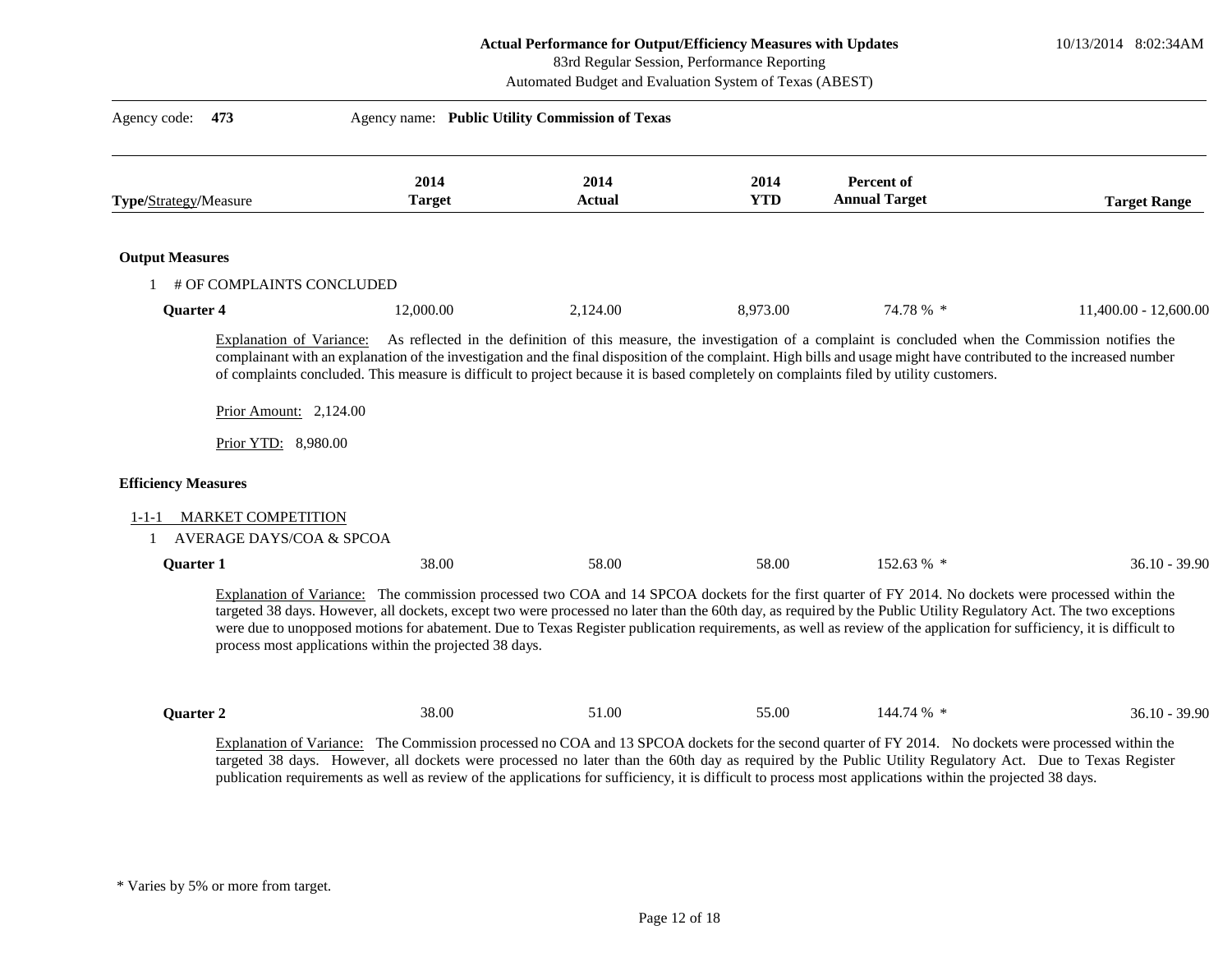**Actual Performance for Output/Efficiency Measures with Updates**
83rd Regular Session, Performance Reporting
Automated Budget and Evaluation System of Texas (ABEST)

10/13/2014 8:02:34AM

Agency code: **473** Agency name: **Public Utility Commission of Texas**

| **Type**/Strategy/Measure | 2014 Target | 2014 Actual | 2014 YTD | Percent of Annual Target | Target Range |
|---|---|---|---|---|---|
| **Output Measures** | | | | | |
| 1 # OF COMPLAINTS CONCLUDED | | | | | |
| **Quarter 4** | 12,000.00 | 2,124.00 | 8,973.00 | 74.78 % * | 11,400.00 - 12,600.00 |

Explanation of Variance: As reflected in the definition of this measure, the investigation of a complaint is concluded when the Commission notifies the complainant with an explanation of the investigation and the final disposition of the complaint. High bills and usage might have contributed to the increased number of complaints concluded. This measure is difficult to project because it is based completely on complaints filed by utility customers.

Prior Amount: 2,124.00

Prior YTD: 8,980.00

| **Type**/Strategy/Measure | 2014 Target | 2014 Actual | 2014 YTD | Percent of Annual Target | Target Range |
|---|---|---|---|---|---|
| **Efficiency Measures** | | | | | |
| 1-1-1 MARKET COMPETITION | | | | | |
| 1 AVERAGE DAYS/COA & SPCOA | | | | | |
| **Quarter 1** | 38.00 | 58.00 | 58.00 | 152.63 % * | 36.10 - 39.90 |

Explanation of Variance: The commission processed two COA and 14 SPCOA dockets for the first quarter of FY 2014. No dockets were processed within the targeted 38 days. However, all dockets, except two were processed no later than the 60th day, as required by the Public Utility Regulatory Act. The two exceptions were due to unopposed motions for abatement. Due to Texas Register publication requirements, as well as review of the application for sufficiency, it is difficult to process most applications within the projected 38 days.

| **Type**/Strategy/Measure | 2014 Target | 2014 Actual | 2014 YTD | Percent of Annual Target | Target Range |
|---|---|---|---|---|---|
| **Quarter 2** | 38.00 | 51.00 | 55.00 | 144.74 % * | 36.10 - 39.90 |

Explanation of Variance: The Commission processed no COA and 13 SPCOA dockets for the second quarter of FY 2014. No dockets were processed within the targeted 38 days. However, all dockets were processed no later than the 60th day as required by the Public Utility Regulatory Act. Due to Texas Register publication requirements as well as review of the applications for sufficiency, it is difficult to process most applications within the projected 38 days.

* Varies by 5% or more from target.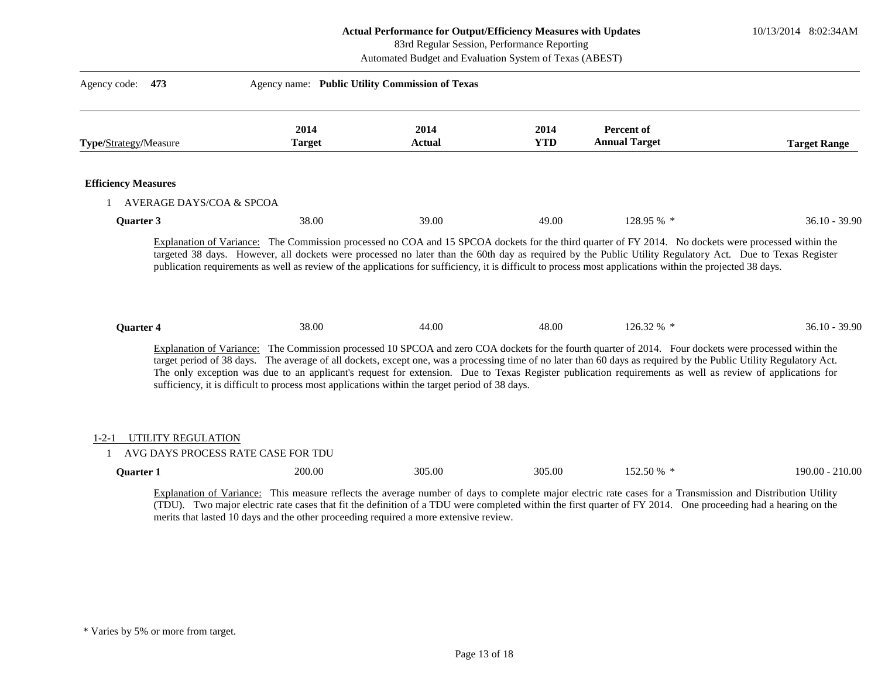**Actual Performance for Output/Efficiency Measures with Updates**
83rd Regular Session, Performance Reporting
Automated Budget and Evaluation System of Texas (ABEST)

10/13/2014 8:02:34AM

Agency code: **473** Agency name: **Public Utility Commission of Texas**

| **Type**/Strategy/Measure | 2014 Target | 2014 Actual | 2014 YTD | Percent of Annual Target | Target Range |
|---|---|---|---|---|---|
| **Efficiency Measures** | | | | | |
| 1 AVERAGE DAYS/COA & SPCOA | | | | | |
| **Quarter 3** | 38.00 | 39.00 | 49.00 | 128.95 % * | 36.10 - 39.90 |

Explanation of Variance: The Commission processed no COA and 15 SPCOA dockets for the third quarter of FY 2014. No dockets were processed within the targeted 38 days. However, all dockets were processed no later than the 60th day as required by the Public Utility Regulatory Act. Due to Texas Register publication requirements as well as review of the applications for sufficiency, it is difficult to process most applications within the projected 38 days.

| **Type**/Strategy/Measure | 2014 Target | 2014 Actual | 2014 YTD | Percent of Annual Target | Target Range |
|---|---|---|---|---|---|
| **Quarter 4** | 38.00 | 44.00 | 48.00 | 126.32 % * | 36.10 - 39.90 |

Explanation of Variance: The Commission processed 10 SPCOA and zero COA dockets for the fourth quarter of 2014. Four dockets were processed within the target period of 38 days. The average of all dockets, except one, was a processing time of no later than 60 days as required by the Public Utility Regulatory Act. The only exception was due to an applicant's request for extension. Due to Texas Register publication requirements as well as review of applications for sufficiency, it is difficult to process most applications within the target period of 38 days.

1-2-1 UTILITY REGULATION

| **Type**/Strategy/Measure | 2014 Target | 2014 Actual | 2014 YTD | Percent of Annual Target | Target Range |
|---|---|---|---|---|---|
| 1 AVG DAYS PROCESS RATE CASE FOR TDU | | | | | |
| **Quarter 1** | 200.00 | 305.00 | 305.00 | 152.50 % * | 190.00 - 210.00 |

Explanation of Variance: This measure reflects the average number of days to complete major electric rate cases for a Transmission and Distribution Utility (TDU). Two major electric rate cases that fit the definition of a TDU were completed within the first quarter of FY 2014. One proceeding had a hearing on the merits that lasted 10 days and the other proceeding required a more extensive review.

* Varies by 5% or more from target.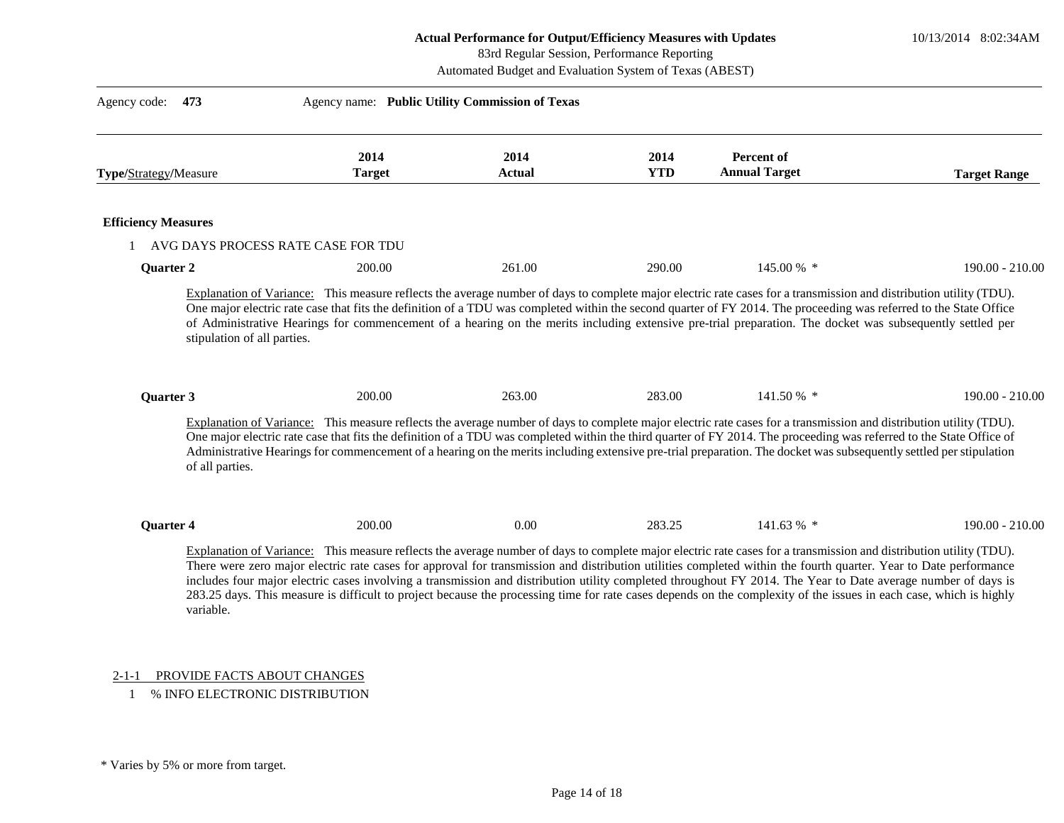**Actual Performance for Output/Efficiency Measures with Updates**
83rd Regular Session, Performance Reporting
Automated Budget and Evaluation System of Texas (ABEST)

10/13/2014 8:02:34AM

Agency code: **473** Agency name: **Public Utility Commission of Texas**

| **Type**/Strategy/Measure | 2014 Target | 2014 Actual | 2014 YTD | Percent of Annual Target | Target Range |
|---|---|---|---|---|---|
| **Efficiency Measures** | | | | | |
| 1 AVG DAYS PROCESS RATE CASE FOR TDU | | | | | |
| **Quarter 2** | 200.00 | 261.00 | 290.00 | 145.00 % * | 190.00 - 210.00 |

Explanation of Variance: This measure reflects the average number of days to complete major electric rate cases for a transmission and distribution utility (TDU). One major electric rate case that fits the definition of a TDU was completed within the second quarter of FY 2014. The proceeding was referred to the State Office of Administrative Hearings for commencement of a hearing on the merits including extensive pre-trial preparation. The docket was subsequently settled per stipulation of all parties.

| **Type**/Strategy/Measure | 2014 Target | 2014 Actual | 2014 YTD | Percent of Annual Target | Target Range |
|---|---|---|---|---|---|
| **Quarter 3** | 200.00 | 263.00 | 283.00 | 141.50 % * | 190.00 - 210.00 |

Explanation of Variance: This measure reflects the average number of days to complete major electric rate cases for a transmission and distribution utility (TDU). One major electric rate case that fits the definition of a TDU was completed within the third quarter of FY 2014. The proceeding was referred to the State Office of Administrative Hearings for commencement of a hearing on the merits including extensive pre-trial preparation. The docket was subsequently settled per stipulation of all parties.

| **Type**/Strategy/Measure | 2014 Target | 2014 Actual | 2014 YTD | Percent of Annual Target | Target Range |
|---|---|---|---|---|---|
| **Quarter 4** | 200.00 | 0.00 | 283.25 | 141.63 % * | 190.00 - 210.00 |

Explanation of Variance: This measure reflects the average number of days to complete major electric rate cases for a transmission and distribution utility (TDU). There were zero major electric rate cases for approval for transmission and distribution utilities completed within the fourth quarter. Year to Date performance includes four major electric cases involving a transmission and distribution utility completed throughout FY 2014. The Year to Date average number of days is 283.25 days. This measure is difficult to project because the processing time for rate cases depends on the complexity of the issues in each case, which is highly variable.

2-1-1 PROVIDE FACTS ABOUT CHANGES

1 % INFO ELECTRONIC DISTRIBUTION

\* Varies by 5% or more from target.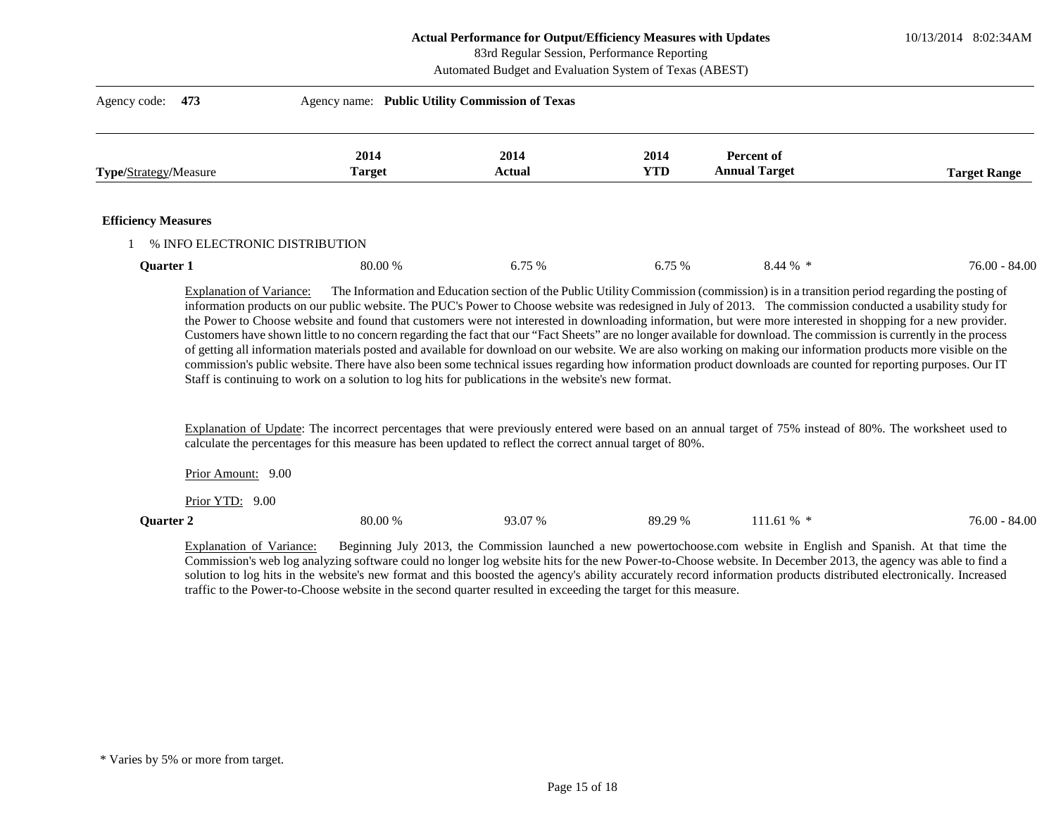**Actual Performance for Output/Efficiency Measures with Updates**
83rd Regular Session, Performance Reporting
Automated Budget and Evaluation System of Texas (ABEST)

10/13/2014 8:02:34AM

Agency code: **473** Agency name: **Public Utility Commission of Texas**

| **Type**/Strategy/Measure | 2014 Target | 2014 Actual | 2014 YTD | Percent of Annual Target | Target Range |
|---|---|---|---|---|---|
| **Efficiency Measures** | | | | | |
| 1 % INFO ELECTRONIC DISTRIBUTION | | | | | |
| **Quarter 1** | 80.00 % | 6.75 % | 6.75 % | 8.44 % * | 76.00 - 84.00 |

Explanation of Variance: The Information and Education section of the Public Utility Commission (commission) is in a transition period regarding the posting of information products on our public website. The PUC's Power to Choose website was redesigned in July of 2013. The commission conducted a usability study for the Power to Choose website and found that customers were not interested in downloading information, but were more interested in shopping for a new provider. Customers have shown little to no concern regarding the fact that our "Fact Sheets" are no longer available for download. The commission is currently in the process of getting all information materials posted and available for download on our website. We are also working on making our information products more visible on the commission's public website. There have also been some technical issues regarding how information product downloads are counted for reporting purposes. Our IT Staff is continuing to work on a solution to log hits for publications in the website's new format.

Explanation of Update: The incorrect percentages that were previously entered were based on an annual target of 75% instead of 80%. The worksheet used to calculate the percentages for this measure has been updated to reflect the correct annual target of 80%.

Prior Amount: 9.00

Prior YTD: 9.00

| | 2014 Target | 2014 Actual | 2014 YTD | Percent of Annual Target | Target Range |
|---|---|---|---|---|---|
| **Quarter 2** | 80.00 % | 93.07 % | 89.29 % | 111.61 % * | 76.00 - 84.00 |

Explanation of Variance: Beginning July 2013, the Commission launched a new powertochoose.com website in English and Spanish. At that time the Commission's web log analyzing software could no longer log website hits for the new Power-to-Choose website. In December 2013, the agency was able to find a solution to log hits in the website's new format and this boosted the agency's ability accurately record information products distributed electronically. Increased traffic to the Power-to-Choose website in the second quarter resulted in exceeding the target for this measure.

\* Varies by 5% or more from target.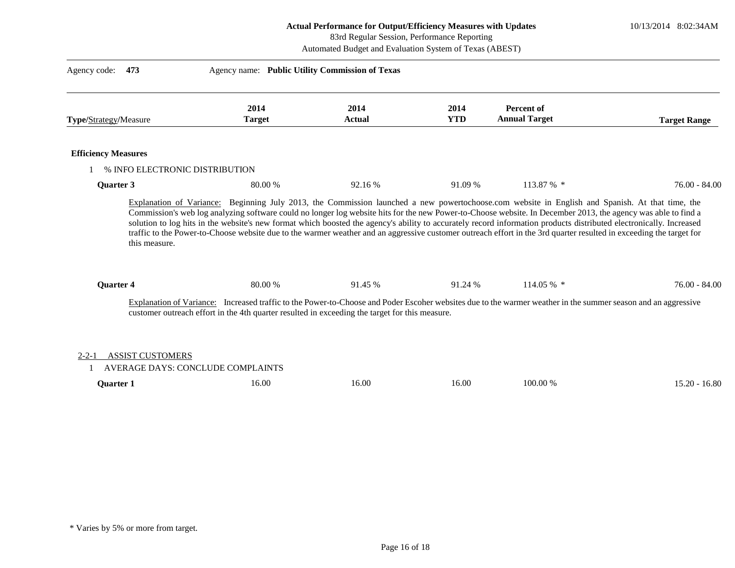**Actual Performance for Output/Efficiency Measures with Updates**
83rd Regular Session, Performance Reporting
Automated Budget and Evaluation System of Texas (ABEST)

10/13/2014 8:02:34AM

Agency code: **473** Agency name: **Public Utility Commission of Texas**

| Type/Strategy/Measure | 2014 Target | 2014 Actual | 2014 YTD | Percent of Annual Target | Target Range |
|---|---|---|---|---|---|
| **Efficiency Measures** | | | | | |
| 1 % INFO ELECTRONIC DISTRIBUTION | | | | | |
| **Quarter 3** | 80.00 % | 92.16 % | 91.09 % | 113.87 % * | 76.00 - 84.00 |

Explanation of Variance: Beginning July 2013, the Commission launched a new powertochoose.com website in English and Spanish. At that time, the Commission's web log analyzing software could no longer log website hits for the new Power-to-Choose website. In December 2013, the agency was able to find a solution to log hits in the website's new format which boosted the agency's ability to accurately record information products distributed electronically. Increased traffic to the Power-to-Choose website due to the warmer weather and an aggressive customer outreach effort in the 3rd quarter resulted in exceeding the target for this measure.

| Type/Strategy/Measure | 2014 Target | 2014 Actual | 2014 YTD | Percent of Annual Target | Target Range |
|---|---|---|---|---|---|
| **Quarter 4** | 80.00 % | 91.45 % | 91.24 % | 114.05 % * | 76.00 - 84.00 |

Explanation of Variance: Increased traffic to the Power-to-Choose and Poder Escoher websites due to the warmer weather in the summer season and an aggressive customer outreach effort in the 4th quarter resulted in exceeding the target for this measure.

| Type/Strategy/Measure | 2014 Target | 2014 Actual | 2014 YTD | Percent of Annual Target | Target Range |
|---|---|---|---|---|---|
| 2-2-1 ASSIST CUSTOMERS | | | | | |
| 1 AVERAGE DAYS: CONCLUDE COMPLAINTS | | | | | |
| **Quarter 1** | 16.00 | 16.00 | 16.00 | 100.00 % | 15.20 - 16.80 |

\* Varies by 5% or more from target.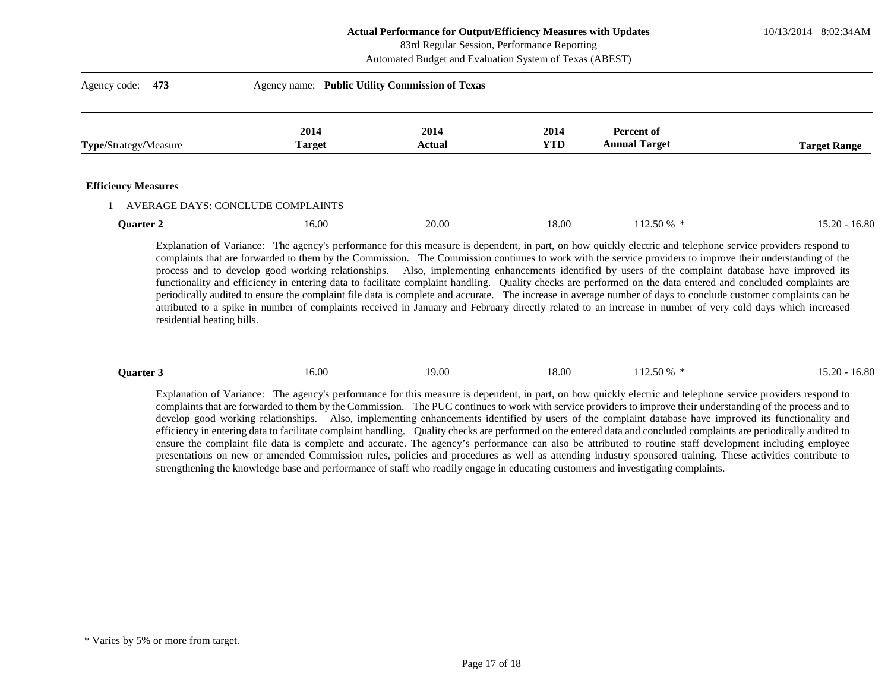**Actual Performance for Output/Efficiency Measures with Updates**
83rd Regular Session, Performance Reporting
Automated Budget and Evaluation System of Texas (ABEST)

10/13/2014 8:02:34AM

Agency code: **473** Agency name: **Public Utility Commission of Texas**

| **Type**/Strategy/Measure | 2014 Target | 2014 Actual | 2014 YTD | Percent of Annual Target | Target Range |
|---|---|---|---|---|---|
| **Efficiency Measures** | | | | | |
| 1 AVERAGE DAYS: CONCLUDE COMPLAINTS | | | | | |
| **Quarter 2** | 16.00 | 20.00 | 18.00 | 112.50 % * | 15.20 - 16.80 |

Explanation of Variance: The agency's performance for this measure is dependent, in part, on how quickly electric and telephone service providers respond to complaints that are forwarded to them by the Commission. The Commission continues to work with the service providers to improve their understanding of the process and to develop good working relationships. Also, implementing enhancements identified by users of the complaint database have improved its functionality and efficiency in entering data to facilitate complaint handling. Quality checks are performed on the data entered and concluded complaints are periodically audited to ensure the complaint file data is complete and accurate. The increase in average number of days to conclude customer complaints can be attributed to a spike in number of complaints received in January and February directly related to an increase in number of very cold days which increased residential heating bills.

| **Type**/Strategy/Measure | 2014 Target | 2014 Actual | 2014 YTD | Percent of Annual Target | Target Range |
|---|---|---|---|---|---|
| **Quarter 3** | 16.00 | 19.00 | 18.00 | 112.50 % * | 15.20 - 16.80 |

Explanation of Variance: The agency's performance for this measure is dependent, in part, on how quickly electric and telephone service providers respond to complaints that are forwarded to them by the Commission. The PUC continues to work with service providers to improve their understanding of the process and to develop good working relationships. Also, implementing enhancements identified by users of the complaint database have improved its functionality and efficiency in entering data to facilitate complaint handling. Quality checks are performed on the entered data and concluded complaints are periodically audited to ensure the complaint file data is complete and accurate. The agency's performance can also be attributed to routine staff development including employee presentations on new or amended Commission rules, policies and procedures as well as attending industry sponsored training. These activities contribute to strengthening the knowledge base and performance of staff who readily engage in educating customers and investigating complaints.

* Varies by 5% or more from target.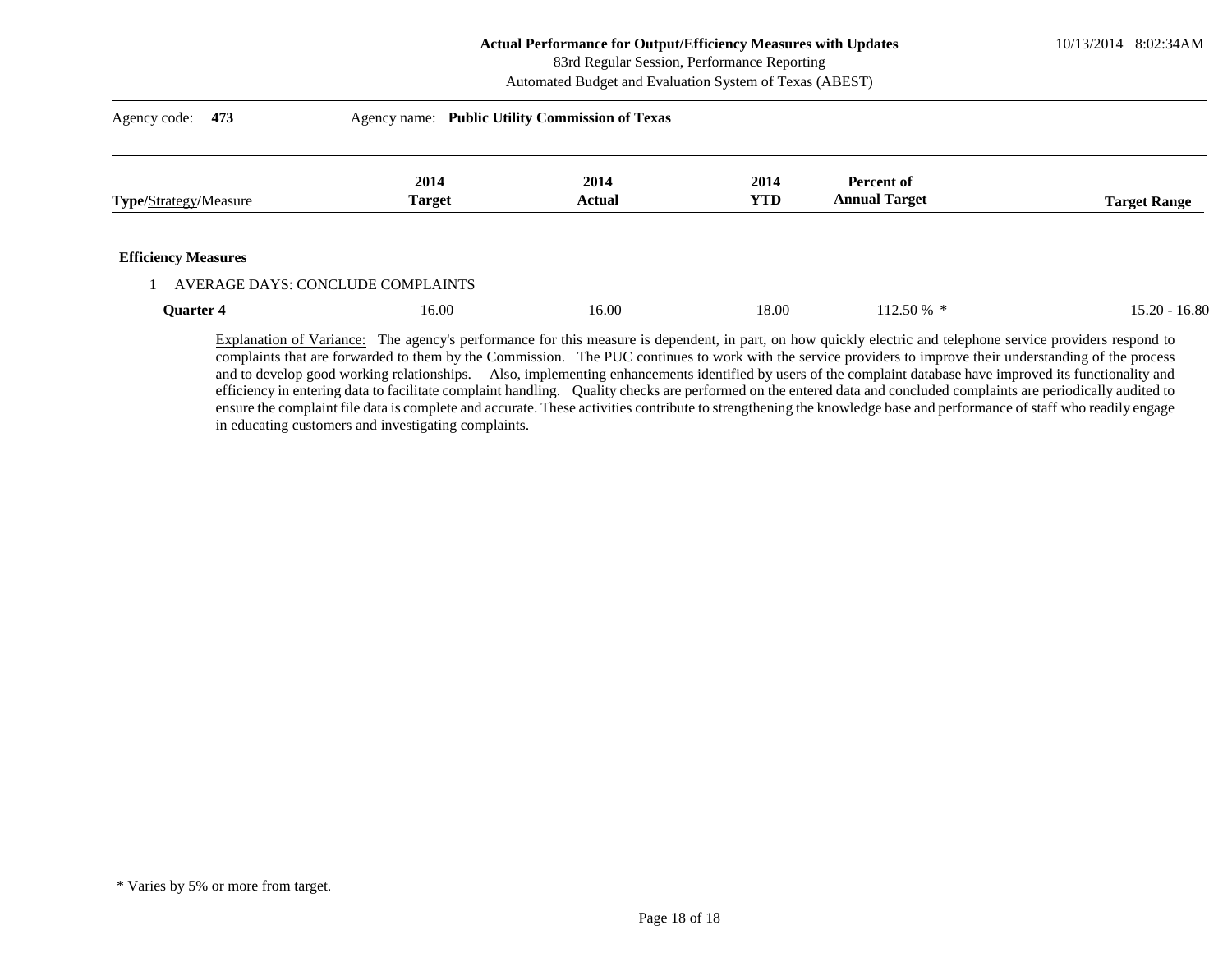**Actual Performance for Output/Efficiency Measures with Updates**
83rd Regular Session, Performance Reporting
Automated Budget and Evaluation System of Texas (ABEST)

10/13/2014 8:02:34AM

Agency code: **473** Agency name: **Public Utility Commission of Texas**

| **Type**/Strategy/Measure | 2014 Target | 2014 Actual | 2014 YTD | Percent of Annual Target | Target Range |
|---|---|---|---|---|---|
| **Efficiency Measures** | | | | | |
| 1 AVERAGE DAYS: CONCLUDE COMPLAINTS | | | | | |
| **Quarter 4** | 16.00 | 16.00 | 18.00 | 112.50 % * | 15.20 - 16.80 |

Explanation of Variance: The agency's performance for this measure is dependent, in part, on how quickly electric and telephone service providers respond to complaints that are forwarded to them by the Commission. The PUC continues to work with the service providers to improve their understanding of the process and to develop good working relationships. Also, implementing enhancements identified by users of the complaint database have improved its functionality and efficiency in entering data to facilitate complaint handling. Quality checks are performed on the entered data and concluded complaints are periodically audited to ensure the complaint file data is complete and accurate. These activities contribute to strengthening the knowledge base and performance of staff who readily engage in educating customers and investigating complaints.

* Varies by 5% or more from target.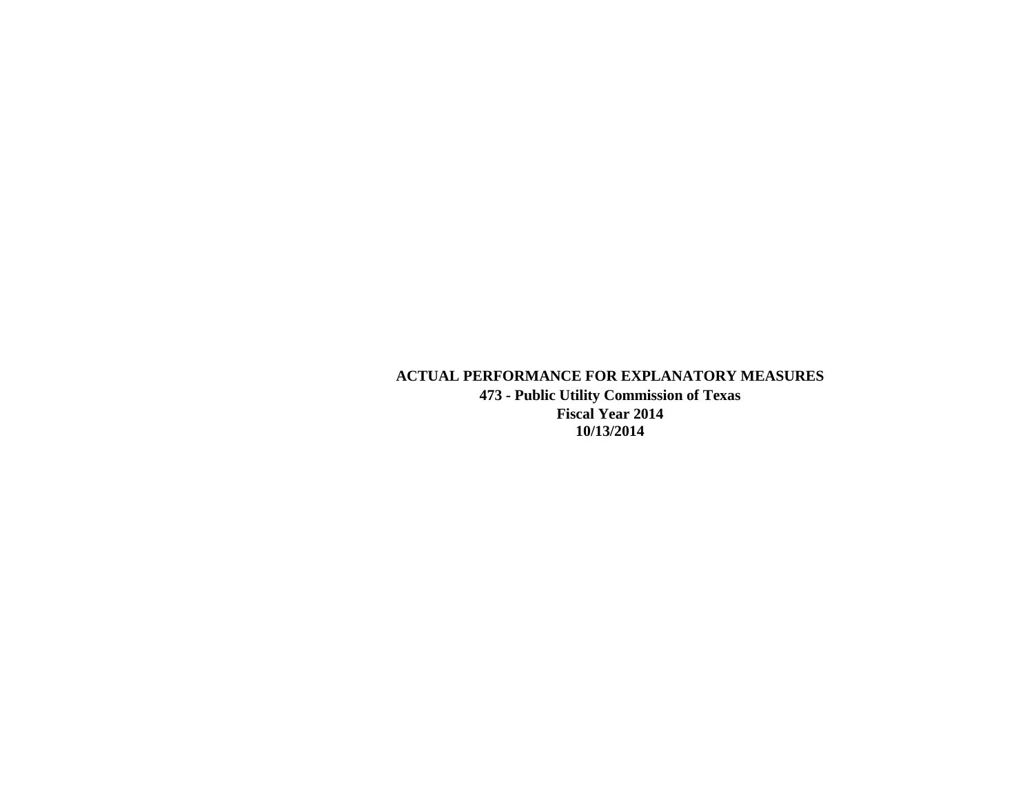# ACTUAL PERFORMANCE FOR EXPLANATORY MEASURES

**473 - Public Utility Commission of Texas**

**Fiscal Year 2014**

**10/13/2014**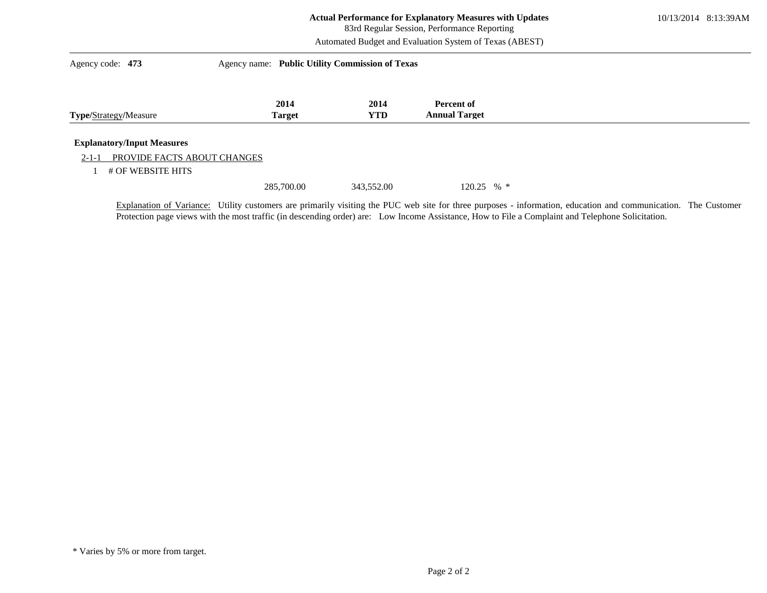**Actual Performance for Explanatory Measures with Updates**
83rd Regular Session, Performance Reporting
Automated Budget and Evaluation System of Texas (ABEST)

10/13/2014 8:13:39AM

Agency code: **473** Agency name: **Public Utility Commission of Texas**

| **Type**/Strategy/Measure | **2014 Target** | **2014 YTD** | **Percent of Annual Target** |
|---|---|---|---|
| **Explanatory/Input Measures** | | | |
| 2-1-1 PROVIDE FACTS ABOUT CHANGES | | | |
| 1 # OF WEBSITE HITS | | | |
| | 285,700.00 | 343,552.00 | 120.25 % * |

Explanation of Variance: Utility customers are primarily visiting the PUC web site for three purposes - information, education and communication. The Customer Protection page views with the most traffic (in descending order) are: Low Income Assistance, How to File a Complaint and Telephone Solicitation.

* Varies by 5% or more from target.